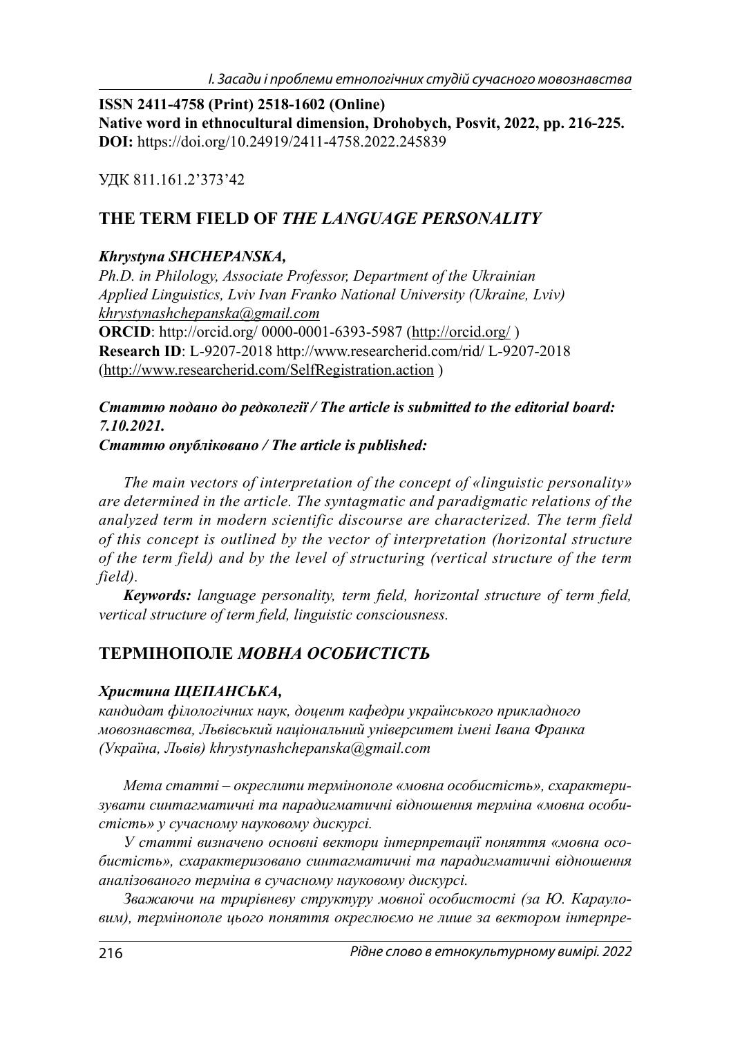**ISSN 2411-4758 (Print) 2518-1602 (Online)**
**Native word in ethnocultural dimension, Drohobych, Posvit, 2022, pp. 216-225.**
**DOI:** https://doi.org/10.24919/2411-4758.2022.245839

УДК 811.161.2'373'42

## THE TERM FIELD OF *THE LANGUAGE PERSONALITY*

***Khrystyna SHCHEPANSKA,***
*Ph.D. in Philology, Associate Professor, Department of the Ukrainian Applied Linguistics, Lviv Ivan Franko National University (Ukraine, Lviv)*
*khrystynashchepanska@gmail.com*
**ORCID**: http://orcid.org/ 0000-0001-6393-5987 (http://orcid.org/ )
**Research ID**: L-9207-2018 http://www.researcherid.com/rid/ L-9207-2018 (http://www.researcherid.com/SelfRegistration.action )

***Статтю подано до редколегії / The article is submitted to the editorial board: 7.10.2021.***
***Статтю опубліковано / The article is published:***

*The main vectors of interpretation of the concept of «linguistic personality» are determined in the article. The syntagmatic and paradigmatic relations of the analyzed term in modern scientific discourse are characterized. The term field of this concept is outlined by the vector of interpretation (horizontal structure of the term field) and by the level of structuring (vertical structure of the term field).*

***Keywords:*** *language personality, term field, horizontal structure of term field, vertical structure of term field, linguistic consciousness.*

## ТЕРМІНОПОЛЕ *МОВНА ОСОБИСТІСТЬ*

***Христина ЩЕПАНСЬКА,***
*кандидат філологічних наук, доцент кафедри українського прикладного мовознавства, Львівський національний університет імені Івана Франка (Україна, Львів) khrystynashchepanska@gmail.com*

*Мета статті – окреслити термінополе «мовна особистість», схарактеризувати синтагматичні та парадигматичні відношення терміна «мовна особистість» у сучасному науковому дискурсі.*

*У статті визначено основні вектори інтерпретації поняття «мовна особистість», схарактеризовано синтагматичні та парадигматичні відношення аналізованого терміна в сучасному науковому дискурсі.*

*Зважаючи на трирівневу структуру мовної особистості (за Ю. Карауловим), термінополе цього поняття окреслюємо не лише за вектором інтерпре-*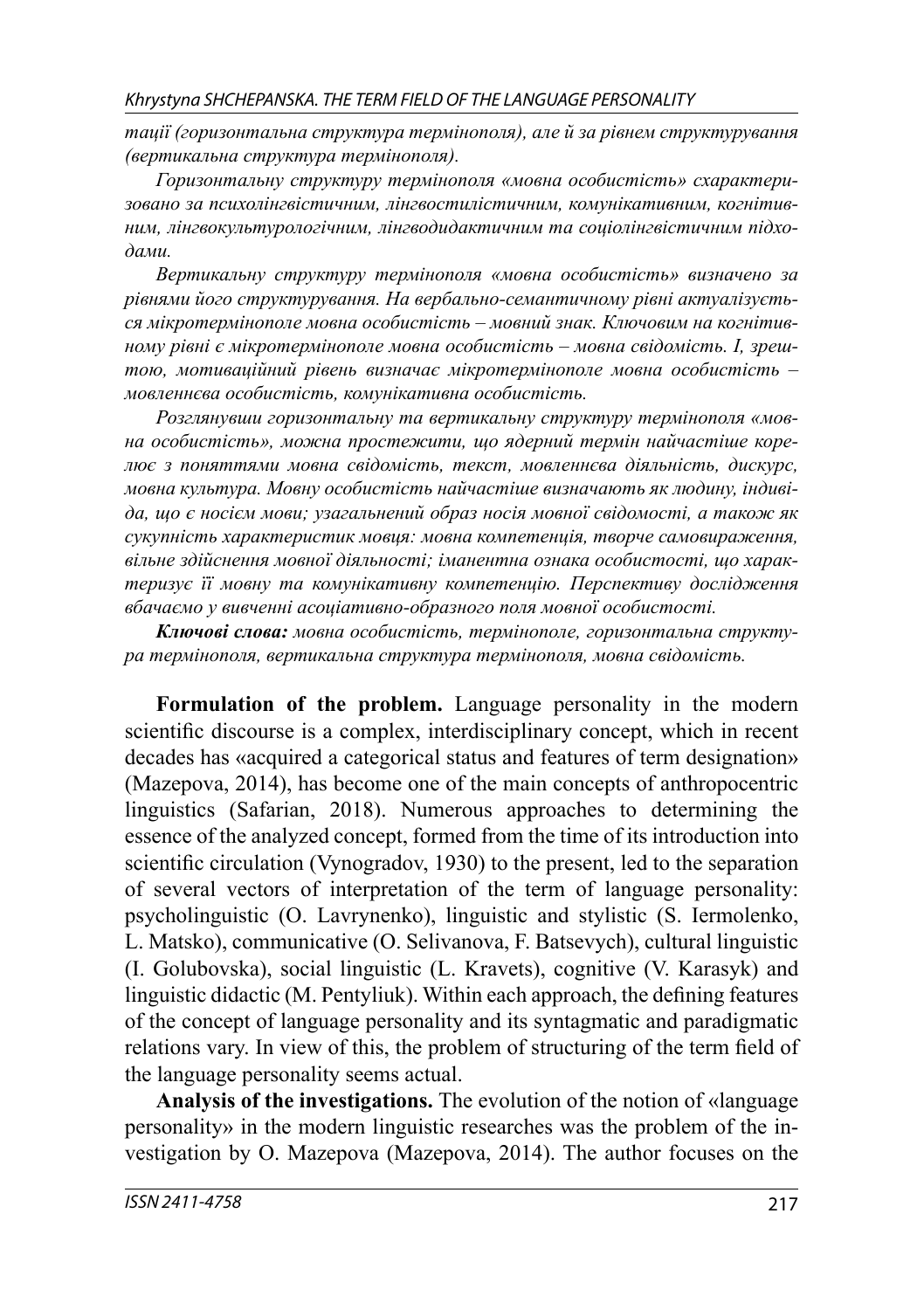*тації (горизонтальна структура термінополя), але й за рівнем структурування (вертикальна структура термінополя).*

*Горизонтальну структуру термінополя «мовна особистість» схарактеризовано за психолінгвістичним, лінгвостилістичним, комунікативним, когнітивним, лінгвокультурологічним, лінгводидактичним та соціолінгвістичним підходами.*

*Вертикальну структуру термінополя «мовна особистість» визначено за рівнями його структурування. На вербально-семантичному рівні актуалізується мікротермінополе мовна особистість – мовний знак. Ключовим на когнітивному рівні є мікротермінополе мовна особистість – мовна свідомість. І, зрештою, мотиваційний рівень визначає мікротермінополе мовна особистість – мовленнєва особистість, комунікативна особистість.*

*Розглянувши горизонтальну та вертикальну структуру термінополя «мовна особистість», можна простежити, що ядерний термін найчастіше корелює з поняттями мовна свідомість, текст, мовленнєва діяльність, дискурс, мовна культура. Мовну особистість найчастіше визначають як людину, індивіда, що є носієм мови; узагальнений образ носія мовної свідомості, а також як сукупність характеристик мовця: мовна компетенція, творче самовираження, вільне здійснення мовної діяльності; іманентна ознака особистості, що характеризує її мовну та комунікативну компетенцію. Перспективу дослідження вбачаємо у вивченні асоціативно-образного поля мовної особистості.*

***Ключові слова:*** *мовна особистість, термінополе, горизонтальна структура термінополя, вертикальна структура термінополя, мовна свідомість.*

**Formulation of the problem.** Language personality in the modern scientific discourse is a complex, interdisciplinary concept, which in recent decades has «acquired a categorical status and features of term designation» (Mazepova, 2014), has become one of the main concepts of anthropocentric linguistics (Safarian, 2018). Numerous approaches to determining the essence of the analyzed concept, formed from the time of its introduction into scientific circulation (Vynogradov, 1930) to the present, led to the separation of several vectors of interpretation of the term of language personality: psycholinguistic (O. Lavrynenko), linguistic and stylistic (S. Iermolenko, L. Matsko), communicative (O. Selivanova, F. Batsevych), cultural linguistic (I. Golubovska), social linguistic (L. Kravets), cognitive (V. Karasyk) and linguistic didactic (M. Pentyliuk). Within each approach, the defining features of the concept of language personality and its syntagmatic and paradigmatic relations vary. In view of this, the problem of structuring of the term field of the language personality seems actual.

**Analysis of the investigations.** The evolution of the notion of «language personality» in the modern linguistic researches was the problem of the investigation by O. Mazepova (Mazepova, 2014). The author focuses on the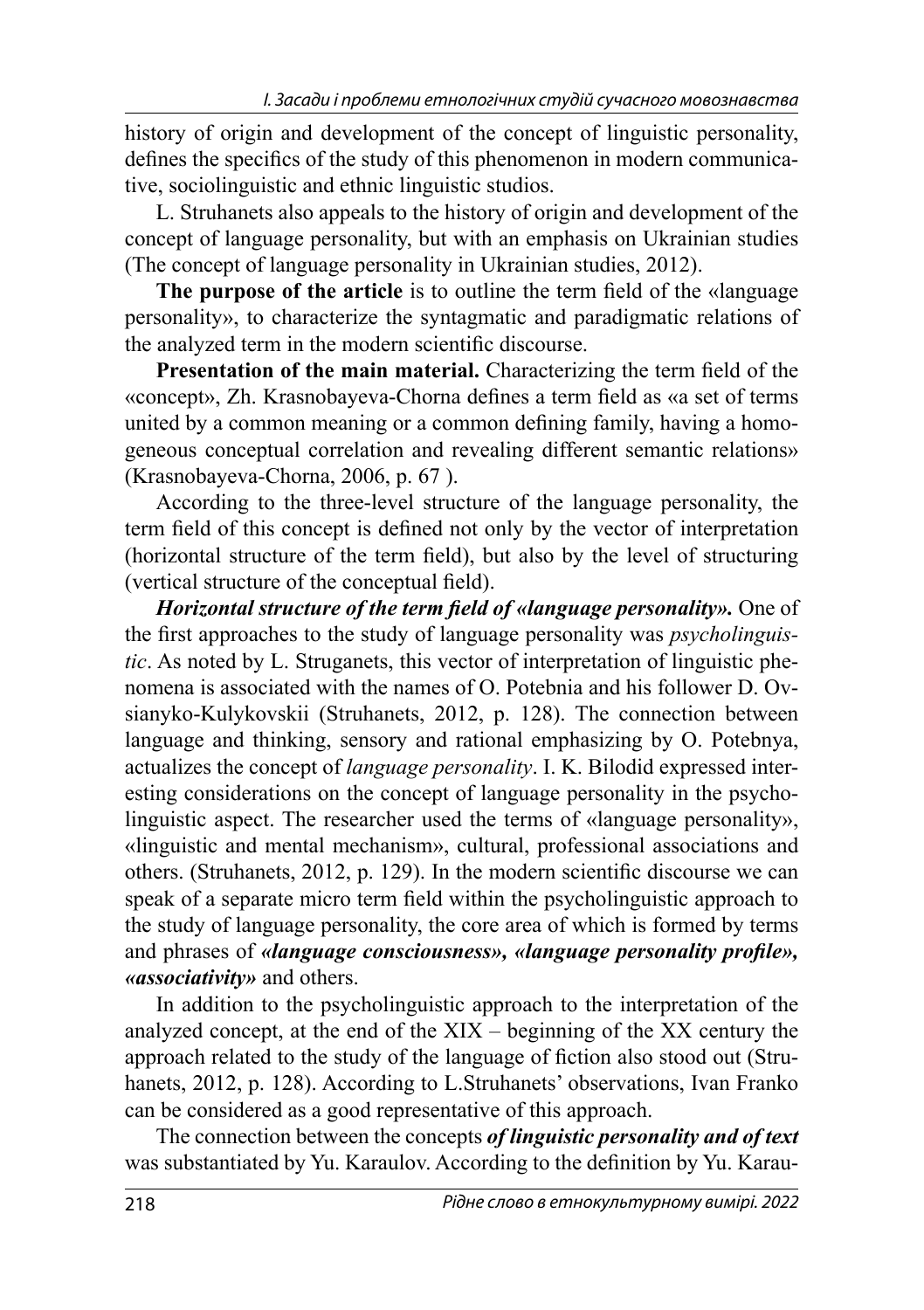history of origin and development of the concept of linguistic personality, defines the specifics of the study of this phenomenon in modern communicative, sociolinguistic and ethnic linguistic studios.

L. Struhanets also appeals to the history of origin and development of the concept of language personality, but with an emphasis on Ukrainian studies (The concept of language personality in Ukrainian studies, 2012).

**The purpose of the article** is to outline the term field of the «language personality», to characterize the syntagmatic and paradigmatic relations of the analyzed term in the modern scientific discourse.

**Presentation of the main material.** Characterizing the term field of the «concept», Zh. Krasnobayeva-Chorna defines a term field as «a set of terms united by a common meaning or a common defining family, having a homogeneous conceptual correlation and revealing different semantic relations» (Krasnobayeva-Chorna, 2006, p. 67 ).

According to the three-level structure of the language personality, the term field of this concept is defined not only by the vector of interpretation (horizontal structure of the term field), but also by the level of structuring (vertical structure of the conceptual field).

***Horizontal structure of the term field of «language personality».*** One of the first approaches to the study of language personality was *psycholinguistic*. As noted by L. Struganets, this vector of interpretation of linguistic phenomena is associated with the names of O. Potebnia and his follower D. Ovsianyko-Kulykovskii (Struhanets, 2012, p. 128). The connection between language and thinking, sensory and rational emphasizing by O. Potebnya, actualizes the concept of *language personality*. I. K. Bilodid expressed interesting considerations on the concept of language personality in the psycholinguistic aspect. The researcher used the terms of «language personality», «linguistic and mental mechanism», cultural, professional associations and others. (Struhanets, 2012, p. 129). In the modern scientific discourse we can speak of a separate micro term field within the psycholinguistic approach to the study of language personality, the core area of which is formed by terms and phrases of ***«language consciousness», «language personality profile», «associativity»*** and others.

In addition to the psycholinguistic approach to the interpretation of the analyzed concept, at the end of the XIX – beginning of the XX century the approach related to the study of the language of fiction also stood out (Struhanets, 2012, p. 128). According to L.Struhanets' observations, Ivan Franko can be considered as a good representative of this approach.

The connection between the concepts ***of linguistic personality and of text*** was substantiated by Yu. Karaulov. According to the definition by Yu. Karau-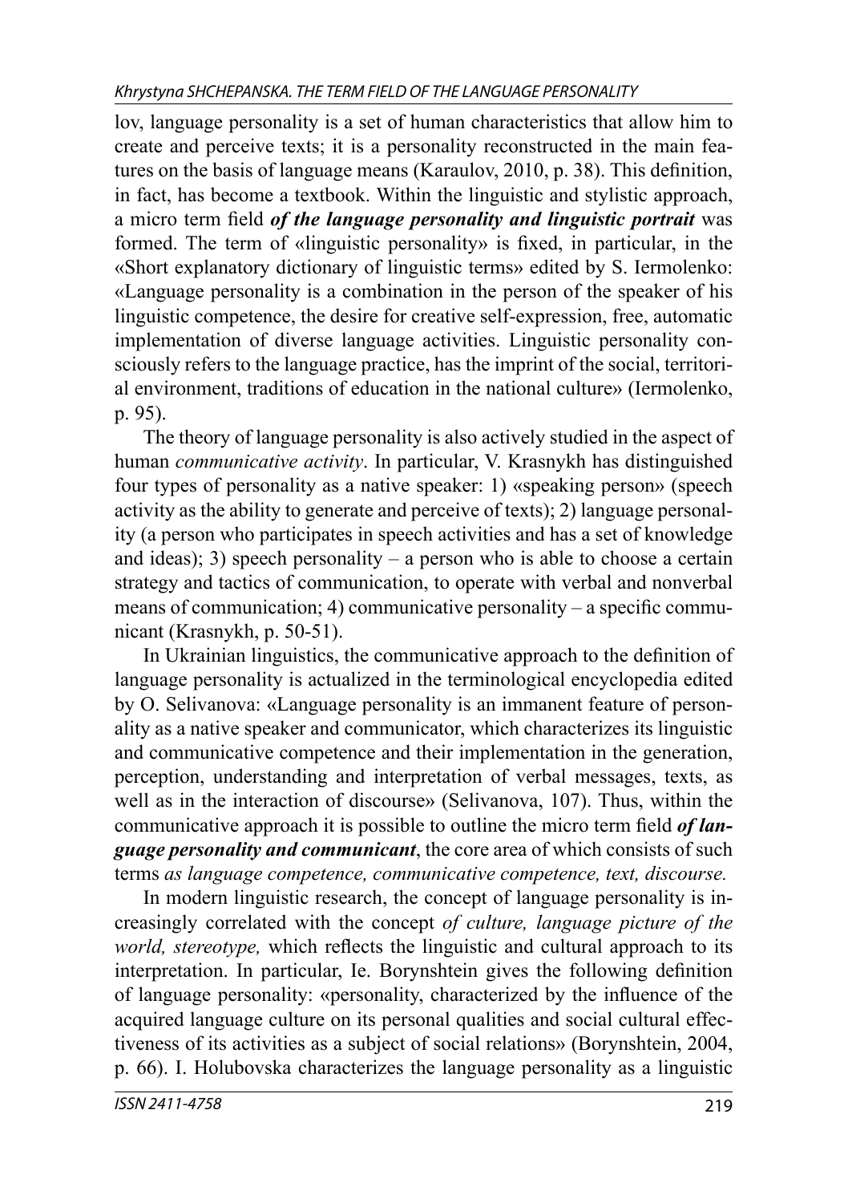lov, language personality is a set of human characteristics that allow him to create and perceive texts; it is a personality reconstructed in the main features on the basis of language means (Karaulov, 2010, p. 38). This definition, in fact, has become a textbook. Within the linguistic and stylistic approach, a micro term field ***of the language personality and linguistic portrait*** was formed. The term of «linguistic personality» is fixed, in particular, in the «Short explanatory dictionary of linguistic terms» edited by S. Iermolenko: «Language personality is a combination in the person of the speaker of his linguistic competence, the desire for creative self-expression, free, automatic implementation of diverse language activities. Linguistic personality consciously refers to the language practice, has the imprint of the social, territorial environment, traditions of education in the national culture» (Iermolenko, p. 95).

The theory of language personality is also actively studied in the aspect of human *communicative activity*. In particular, V. Krasnykh has distinguished four types of personality as a native speaker: 1) «speaking person» (speech activity as the ability to generate and perceive of texts); 2) language personality (a person who participates in speech activities and has a set of knowledge and ideas); 3) speech personality – a person who is able to choose a certain strategy and tactics of communication, to operate with verbal and nonverbal means of communication; 4) communicative personality – a specific communicant (Krasnykh, p. 50-51).

In Ukrainian linguistics, the communicative approach to the definition of language personality is actualized in the terminological encyclopedia edited by O. Selivanova: «Language personality is an immanent feature of personality as a native speaker and communicator, which characterizes its linguistic and communicative competence and their implementation in the generation, perception, understanding and interpretation of verbal messages, texts, as well as in the interaction of discourse» (Selivanova, 107). Thus, within the communicative approach it is possible to outline the micro term field ***of language personality and communicant***, the core area of which consists of such terms *as language competence, communicative competence, text, discourse.*

In modern linguistic research, the concept of language personality is increasingly correlated with the concept *of culture, language picture of the world, stereotype,* which reflects the linguistic and cultural approach to its interpretation. In particular, Ie. Borynshtein gives the following definition of language personality: «personality, characterized by the influence of the acquired language culture on its personal qualities and social cultural effectiveness of its activities as a subject of social relations» (Borynshtein, 2004, p. 66). I. Holubovska characterizes the language personality as a linguistic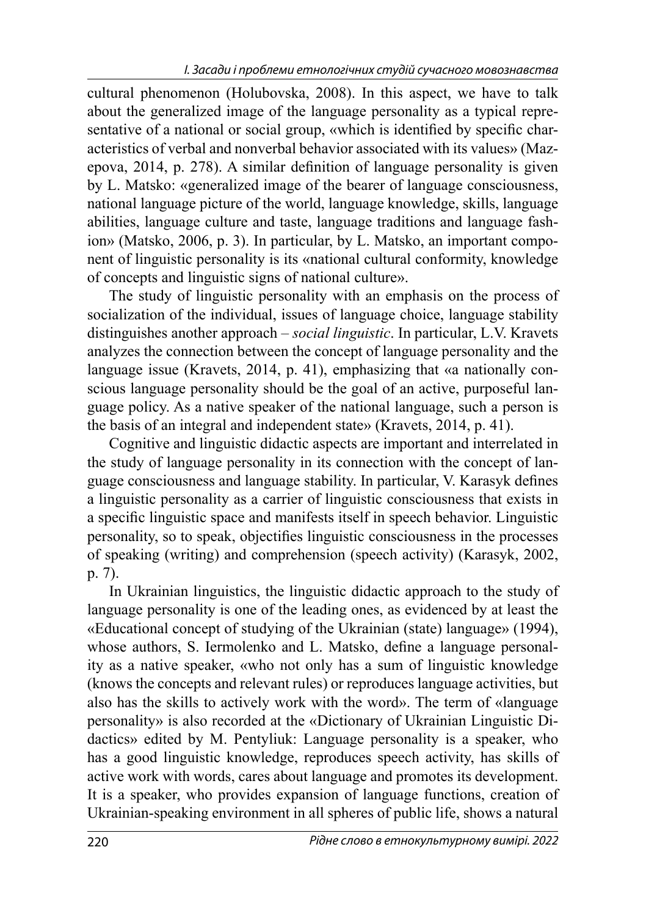cultural phenomenon (Holubovska, 2008). In this aspect, we have to talk about the generalized image of the language personality as a typical representative of a national or social group, «which is identified by specific characteristics of verbal and nonverbal behavior associated with its values» (Mazepova, 2014, p. 278). A similar definition of language personality is given by L. Matsko: «generalized image of the bearer of language consciousness, national language picture of the world, language knowledge, skills, language abilities, language culture and taste, language traditions and language fashion» (Matsko, 2006, p. 3). In particular, by L. Matsko, an important component of linguistic personality is its «national cultural conformity, knowledge of concepts and linguistic signs of national culture».

The study of linguistic personality with an emphasis on the process of socialization of the individual, issues of language choice, language stability distinguishes another approach – *social linguistic*. In particular, L.V. Kravets analyzes the connection between the concept of language personality and the language issue (Kravets, 2014, p. 41), emphasizing that «a nationally conscious language personality should be the goal of an active, purposeful language policy. As a native speaker of the national language, such a person is the basis of an integral and independent state» (Kravets, 2014, p. 41).

Cognitive and linguistic didactic aspects are important and interrelated in the study of language personality in its connection with the concept of language consciousness and language stability. In particular, V. Karasyk defines a linguistic personality as a carrier of linguistic consciousness that exists in a specific linguistic space and manifests itself in speech behavior. Linguistic personality, so to speak, objectifies linguistic consciousness in the processes of speaking (writing) and comprehension (speech activity) (Karasyk, 2002, p. 7).

In Ukrainian linguistics, the linguistic didactic approach to the study of language personality is one of the leading ones, as evidenced by at least the «Educational concept of studying of the Ukrainian (state) language» (1994), whose authors, S. Iermolenko and L. Matsko, define a language personality as a native speaker, «who not only has a sum of linguistic knowledge (knows the concepts and relevant rules) or reproduces language activities, but also has the skills to actively work with the word». The term of «language personality» is also recorded at the «Dictionary of Ukrainian Linguistic Didactics» edited by M. Pentyliuk: Language personality is a speaker, who has a good linguistic knowledge, reproduces speech activity, has skills of active work with words, cares about language and promotes its development. It is a speaker, who provides expansion of language functions, creation of Ukrainian-speaking environment in all spheres of public life, shows a natural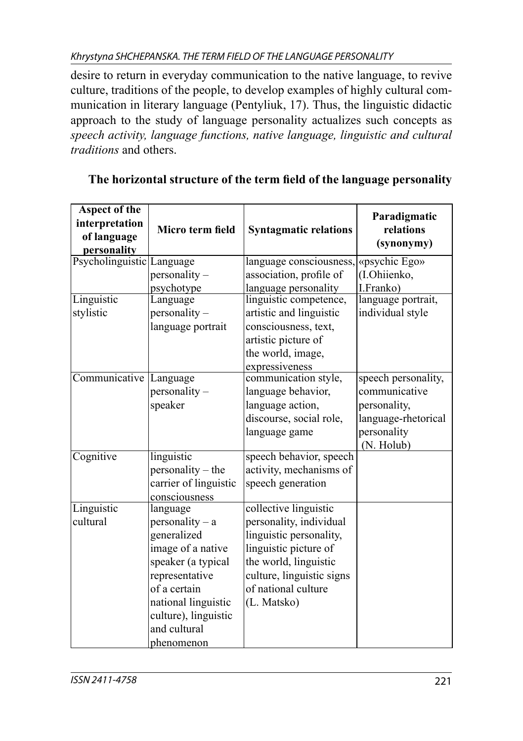desire to return in everyday communication to the native language, to revive culture, traditions of the people, to develop examples of highly cultural communication in literary language (Pentyliuk, 17). Thus, the linguistic didactic approach to the study of language personality actualizes such concepts as *speech activity, language functions, native language, linguistic and cultural traditions* and others.

**The horizontal structure of the term field of the language personality**

| Aspect of the interpretation of language personality | Micro term field | Syntagmatic relations | Paradigmatic relations (synonymy) |
|---|---|---|---|
| Psycholinguistic | Language personality – psychotype | language consciousness, association, profile of language personality | «psychic Ego» (I.Ohiienko, I.Franko) |
| Linguistic stylistic | Language personality – language portrait | linguistic competence, artistic and linguistic consciousness, text, artistic picture of the world, image, expressiveness | language portrait, individual style |
| Communicative | Language personality – speaker | communication style, language behavior, language action, discourse, social role, language game | speech personality, communicative personality, language-rhetorical personality (N. Holub) |
| Cognitive | linguistic personality – the carrier of linguistic consciousness | speech behavior, speech activity, mechanisms of speech generation | |
| Linguistic cultural | language personality – a generalized image of a native speaker (a typical representative of a certain national linguistic culture), linguistic and cultural phenomenon | collective linguistic personality, individual linguistic personality, linguistic picture of the world, linguistic culture, linguistic signs of national culture (L. Matsko) | |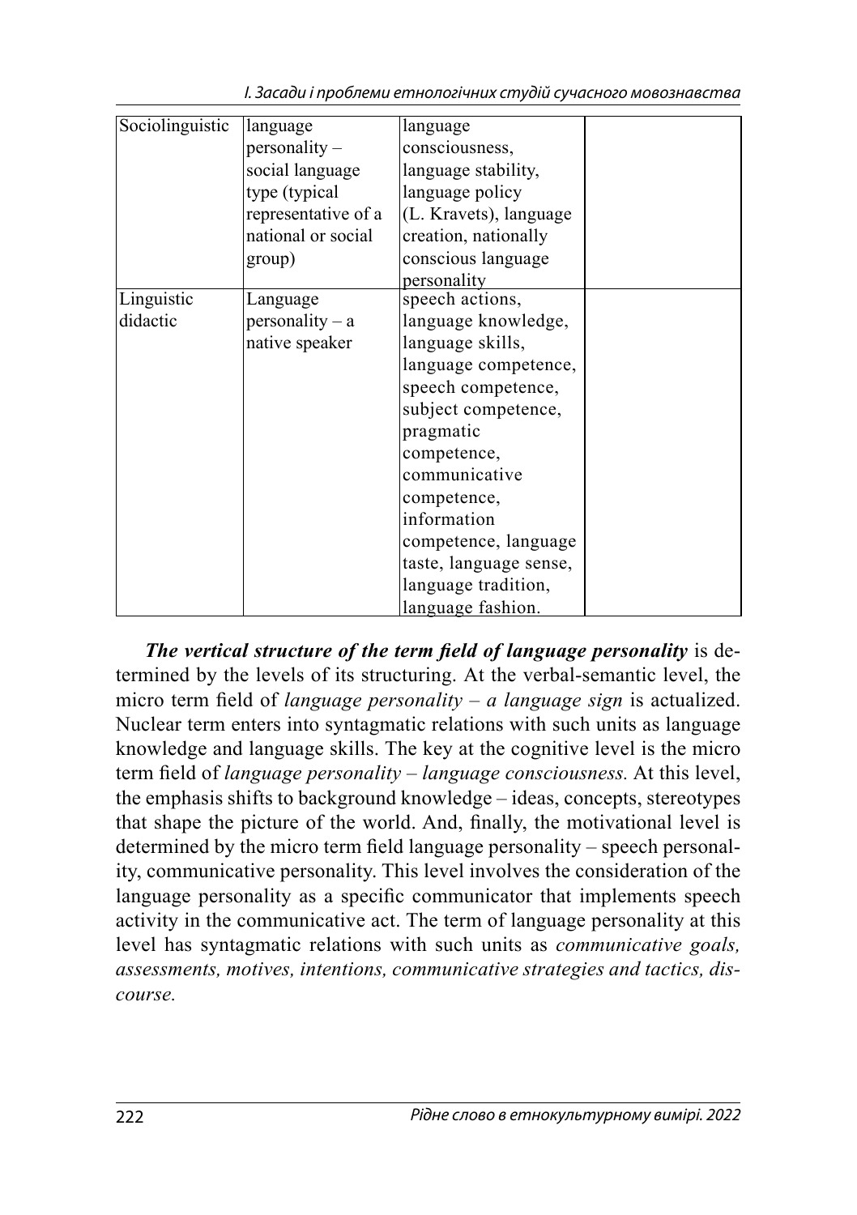| | | | |
|---|---|---|---|
| Sociolinguistic | language personality – social language type (typical representative of a national or social group) | language consciousness, language stability, language policy (L. Kravets), language creation, nationally conscious language personality | |
| Linguistic didactic | Language personality – a native speaker | speech actions, language knowledge, language skills, language competence, speech competence, subject competence, pragmatic competence, communicative competence, information competence, language taste, language sense, language tradition, language fashion. | |

***The vertical structure of the term field of language personality*** is determined by the levels of its structuring. At the verbal-semantic level, the micro term field of *language personality – a language sign* is actualized. Nuclear term enters into syntagmatic relations with such units as language knowledge and language skills. The key at the cognitive level is the micro term field of *language personality – language consciousness.* At this level, the emphasis shifts to background knowledge – ideas, concepts, stereotypes that shape the picture of the world. And, finally, the motivational level is determined by the micro term field language personality – speech personality, communicative personality. This level involves the consideration of the language personality as a specific communicator that implements speech activity in the communicative act. The term of language personality at this level has syntagmatic relations with such units as *communicative goals, assessments, motives, intentions, communicative strategies and tactics, discourse.*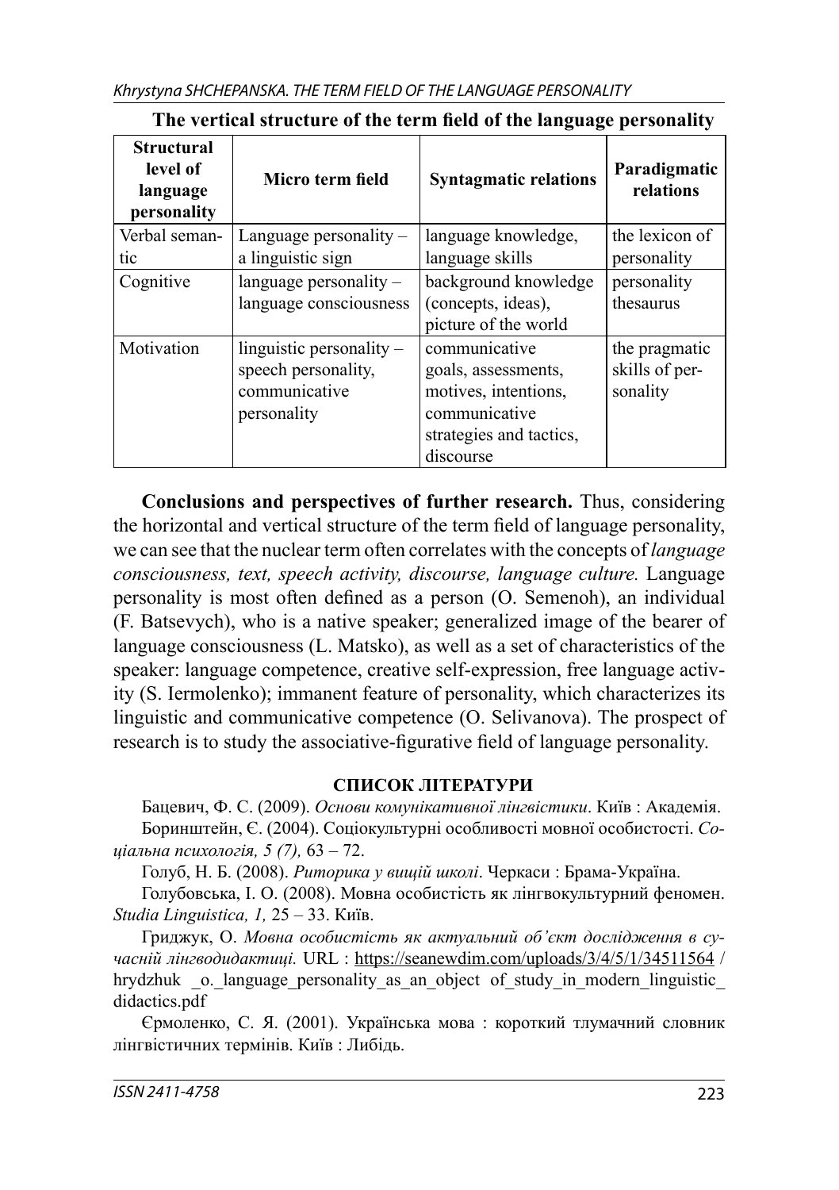**The vertical structure of the term field of the language personality**

| Structural level of language personality | Micro term field | Syntagmatic relations | Paradigmatic relations |
|---|---|---|---|
| Verbal semantic | Language personality – a linguistic sign | language knowledge, language skills | the lexicon of personality |
| Cognitive | language personality – language consciousness | background knowledge (concepts, ideas), picture of the world | personality thesaurus |
| Motivation | linguistic personality – speech personality, communicative personality | communicative goals, assessments, motives, intentions, communicative strategies and tactics, discourse | the pragmatic skills of personality |

**Conclusions and perspectives of further research.** Thus, considering the horizontal and vertical structure of the term field of language personality, we can see that the nuclear term often correlates with the concepts of *language consciousness, text, speech activity, discourse, language culture.* Language personality is most often defined as a person (O. Semenoh), an individual (F. Batsevych), who is a native speaker; generalized image of the bearer of language consciousness (L. Matsko), as well as a set of characteristics of the speaker: language competence, creative self-expression, free language activity (S. Iermolenko); immanent feature of personality, which characterizes its linguistic and communicative competence (O. Selivanova). The prospect of research is to study the associative-figurative field of language personality.

## СПИСОК ЛІТЕРАТУРИ

Бацевич, Ф. С. (2009). *Основи комунікативної лінгвістики*. Київ : Академія.

Боринштейн, Є. (2004). Соціокультурні особливості мовної особистості. *Соціальна психологія, 5 (7),* 63 – 72.

Голуб, Н. Б. (2008). *Риторика у вищій школі*. Черкаси : Брама-Україна.

Голубовська, І. О. (2008). Мовна особистість як лінгвокультурний феномен. *Studia Linguistica, 1,* 25 – 33. Київ.

Гриджук, О. *Мовна особистість як актуальний об'єкт дослідження в сучасній лінгводидактиці.* URL : https://seanewdim.com/uploads/3/4/5/1/34511564 / hrydzhuk _o._language_personality_as_an_object of_study_in_modern_linguistic_didactics.pdf

Єрмоленко, С. Я. (2001). Українська мова : короткий тлумачний словник лінгвістичних термінів. Київ : Либідь.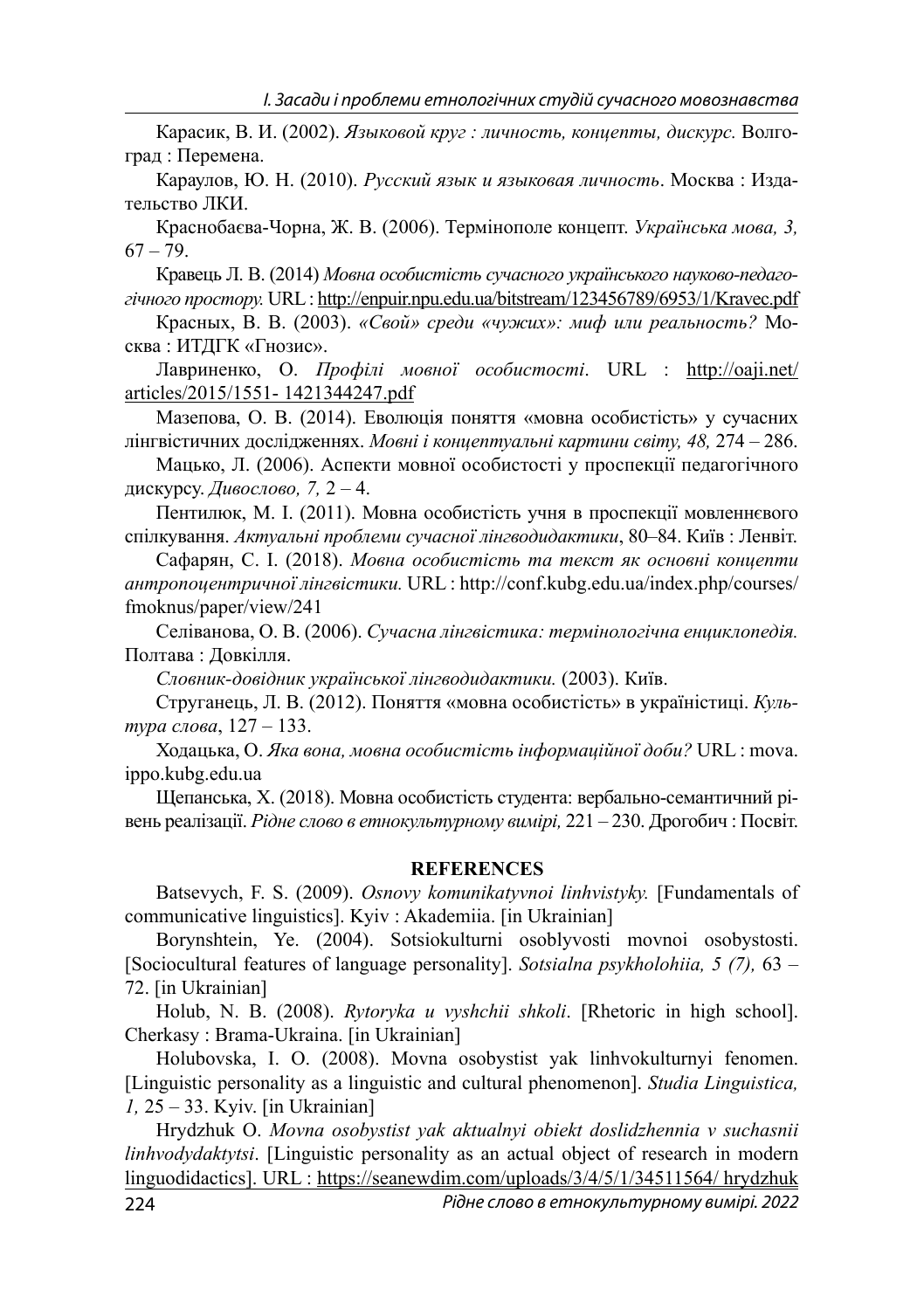Карасик, В. И. (2002). *Языковой круг : личность, концепты, дискурс.* Волгоград : Перемена.

Караулов, Ю. Н. (2010). *Русский язык и языковая личность*. Москва : Издательство ЛКИ.

Краснобаєва-Чорна, Ж. В. (2006). Термінополе концепт. *Українська мова, 3,* 67 – 79.

Кравець Л. В. (2014) *Мовна особистість сучасного українського науково-педагогічного простору.* URL : http://enpuir.npu.edu.ua/bitstream/123456789/6953/1/Kravec.pdf

Красных, В. В. (2003). *«Свой» среди «чужих»: миф или реальность?* Москва : ИТДГК «Гнозис».

Лавриненко, О. *Профілі мовної особистості*. URL : http://oaji.net/articles/2015/1551- 1421344247.pdf

Мазепова, О. В. (2014). Еволюція поняття «мовна особистість» у сучасних лінгвістичних дослідженнях. *Мовні і концептуальні картини світу, 48,* 274 – 286.

Мацько, Л. (2006). Аспекти мовної особистості у проспекції педагогічного дискурсу. *Дивослово, 7,* 2 – 4.

Пентилюк, М. І. (2011). Мовна особистість учня в проспекції мовленнєвого спілкування. *Актуальні проблеми сучасної лінгводидактики*, 80–84. Київ : Ленвіт.

Сафарян, С. І. (2018). *Мовна особистість та текст як основні концепти антропоцентричної лінгвістики.* URL : http://conf.kubg.edu.ua/index.php/courses/fmoknus/paper/view/241

Селіванова, О. В. (2006). *Сучасна лінгвістика: термінологічна енциклопедія.* Полтава : Довкілля.

*Словник-довідник української лінгводидактики.* (2003). Київ.

Струганець, Л. В. (2012). Поняття «мовна особистість» в українiстиці. *Культура слова*, 127 – 133.

Ходацька, О. *Яка вона, мовна особистість інформаційної доби?* URL : mova.ippo.kubg.edu.ua

Щепанська, Х. (2018). Мовна особистість студента: вербально-семантичний рівень реалізації. *Рідне слово в етнокультурному вимірі,* 221 – 230. Дрогобич : Посвіт.

## REFERENCES

Batsevych, F. S. (2009). *Osnovy komunikatyvnoi linhvistyky.* [Fundamentals of communicative linguistics]. Kyiv : Akademiia. [in Ukrainian]

Borynshtein, Ye. (2004). Sotsiokulturni osoblyvosti movnoi osobystosti. [Sociocultural features of language personality]. *Sotsialna psykhologiia, 5 (7),* 63 – 72. [in Ukrainian]

Holub, N. B. (2008). *Rytoryka u vyshchii shkoli*. [Rhetoric in high school]. Cherkasy : Brama-Ukraina. [in Ukrainian]

Holubovska, I. O. (2008). Movna osobystist yak linhvokulturnyi fenomen. [Linguistic personality as a linguistic and cultural phenomenon]. *Studia Linguistica, 1,* 25 – 33. Kyiv. [in Ukrainian]

Hrydzhuk O. *Movna osobystist yak aktualnyi obiekt doslidzhennia v suchasnii linhvodydaktytsi*. [Linguistic personality as an actual object of research in modern linguodidactics]. URL : https://seanewdim.com/uploads/3/4/5/1/34511564/ hrydzhuk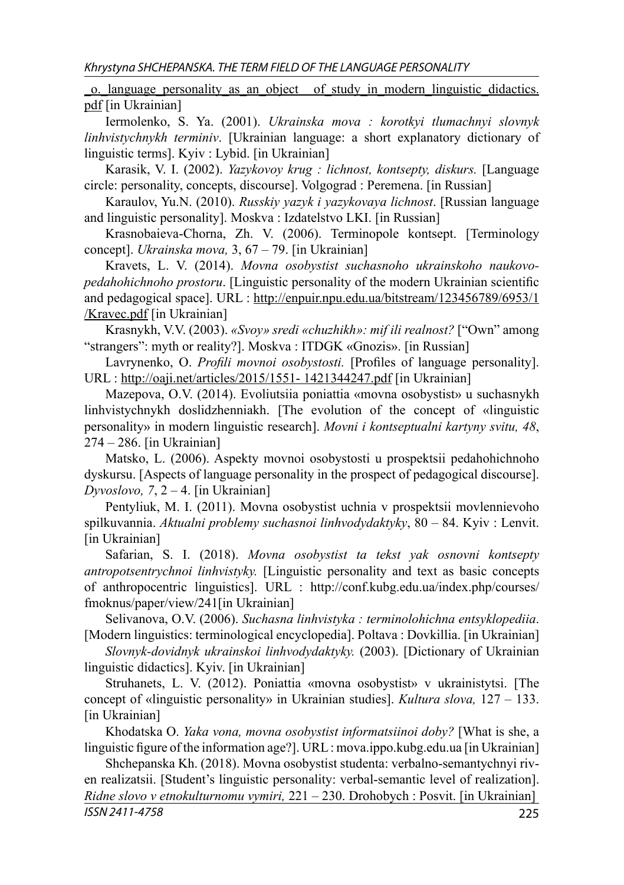_o._language_personality_as_an_object__of_study_in_modern_linguistic_didactics.pdf [in Ukrainian]

Iermolenko, S. Ya. (2001). *Ukrainska mova : korotkyi tlumachnyi slovnyk linhvistychnykh terminiv*. [Ukrainian language: a short explanatory dictionary of linguistic terms]. Kyiv : Lybid. [in Ukrainian]

Karasik, V. I. (2002). *Yazykovoy krug : lichnost, kontsepty, diskurs.* [Language circle: personality, concepts, discourse]. Volgograd : Peremena. [in Russian]

Karaulov, Yu.N. (2010). *Russkiy yazyk i yazykovaya lichnost*. [Russian language and linguistic personality]. Moskva : Izdatelstvo LKI. [in Russian]

Krasnobaieva-Chorna, Zh. V. (2006). Terminopole kontsept. [Terminology concept]. *Ukrainska mova,* 3, 67 – 79. [in Ukrainian]

Kravets, L. V. (2014). *Movna osobystist suchasnoho ukrainskoho naukovo-pedahohichnoho prostoru*. [Linguistic personality of the modern Ukrainian scientific and pedagogical space]. URL : http://enpuir.npu.edu.ua/bitstream/123456789/6953/1/Kravec.pdf [in Ukrainian]

Krasnykh, V.V. (2003). *«Svoy» sredi «chuzhikh»: mif ili realnost?* ["Own" among "strangers": myth or reality?]. Moskva : ITDGK «Gnozis». [in Russian]

Lavrynenko, O. *Profili movnoi osobystosti.* [Profiles of language personality]. URL : http://oaji.net/articles/2015/1551- 1421344247.pdf [in Ukrainian]

Mazepova, O.V. (2014). Evoliutsiia poniattia «movna osobystist» u suchasnykh linhvistychnykh doslidzhenniakh. [The evolution of the concept of «linguistic personality» in modern linguistic research]. *Movni i kontseptualni kartyny svitu, 48*, 274 – 286. [in Ukrainian]

Matsko, L. (2006). Aspekty movnoi osobystosti u prospektsii pedahohichnoho dyskursu. [Aspects of language personality in the prospect of pedagogical discourse]. *Dyvoslovo, 7*, 2 – 4. [in Ukrainian]

Pentyliuk, M. I. (2011). Movna osobystist uchnia v prospektsii movlennievoho spilkuvannia. *Aktualni problemy suchasnoi linhvodydaktyky*, 80 – 84. Kyiv : Lenvit. [in Ukrainian]

Safarian, S. I. (2018). *Movna osobystist ta tekst yak osnovni kontsepty antropotsentrychnoi linhvistyky.* [Linguistic personality and text as basic concepts of anthropocentric linguistics]. URL : http://conf.kubg.edu.ua/index.php/courses/fmoknus/paper/view/241[in Ukrainian]

Selivanova, O.V. (2006). *Suchasna linhvistyka : terminolohichna entsyklopediia*. [Modern linguistics: terminological encyclopedia]. Poltava : Dovkillia. [in Ukrainian]

*Slovnyk-dovidnyk ukrainskoi linhvodydaktyky.* (2003). [Dictionary of Ukrainian linguistic didactics]. Kyiv. [in Ukrainian]

Struhanets, L. V. (2012). Poniattia «movna osobystist» v ukrainistytsi. [The concept of «linguistic personality» in Ukrainian studies]. *Kultura slova,* 127 – 133. [in Ukrainian]

Khodatska O. *Yaka vona, movna osobystist informatsiinoi doby?* [What is she, a linguistic figure of the information age?]. URL : mova.ippo.kubg.edu.ua [in Ukrainian]

Shchepanska Kh. (2018). Movna osobystist studenta: verbalno-semantychnyi riven realizatsii. [Student's linguistic personality: verbal-semantic level of realization]. *Ridne slovo v etnokulturnomu vymiri,* 221 – 230. Drohobych : Posvit. [in Ukrainian]